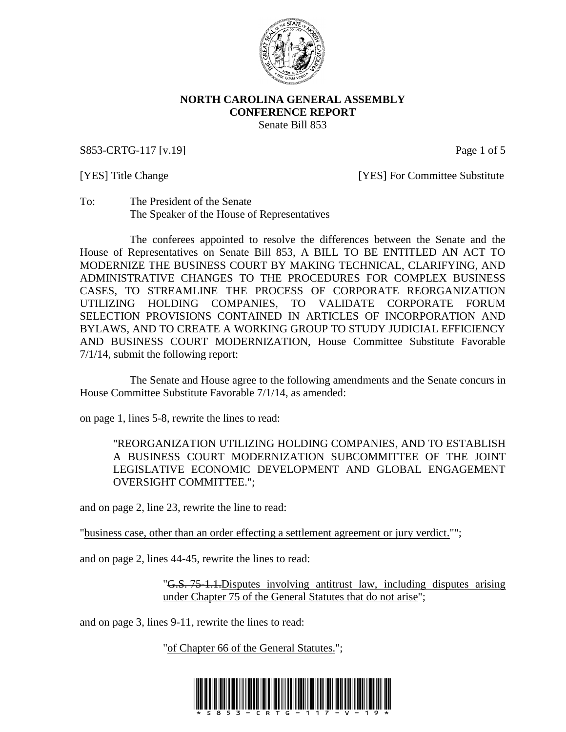**NORTH CAROLINA GENERAL ASSEMBLY**
**CONFERENCE REPORT**
Senate Bill 853

S853-CRTG-117 [v.19]

[YES] Title Change [YES] For Committee Substitute

To: The President of the Senate
The Speaker of the House of Representatives

The conferees appointed to resolve the differences between the Senate and the House of Representatives on Senate Bill 853, A BILL TO BE ENTITLED AN ACT TO MODERNIZE THE BUSINESS COURT BY MAKING TECHNICAL, CLARIFYING, AND ADMINISTRATIVE CHANGES TO THE PROCEDURES FOR COMPLEX BUSINESS CASES, TO STREAMLINE THE PROCESS OF CORPORATE REORGANIZATION UTILIZING HOLDING COMPANIES, TO VALIDATE CORPORATE FORUM SELECTION PROVISIONS CONTAINED IN ARTICLES OF INCORPORATION AND BYLAWS, AND TO CREATE A WORKING GROUP TO STUDY JUDICIAL EFFICIENCY AND BUSINESS COURT MODERNIZATION, House Committee Substitute Favorable 7/1/14, submit the following report:

The Senate and House agree to the following amendments and the Senate concurs in House Committee Substitute Favorable 7/1/14, as amended:

on page 1, lines 5-8, rewrite the lines to read:

> "REORGANIZATION UTILIZING HOLDING COMPANIES, AND TO ESTABLISH A BUSINESS COURT MODERNIZATION SUBCOMMITTEE OF THE JOINT LEGISLATIVE ECONOMIC DEVELOPMENT AND GLOBAL ENGAGEMENT OVERSIGHT COMMITTEE.";

and on page 2, line 23, rewrite the line to read:

"<u>business case, other than an order effecting a settlement agreement or jury verdict.</u>"";

and on page 2, lines 44-45, rewrite the lines to read:

> "~~G.S. 75-1.1.~~<u>Disputes involving antitrust law, including disputes arising under Chapter 75 of the General Statutes that do not arise</u>";

and on page 3, lines 9-11, rewrite the lines to read:

> "<u>of Chapter 66 of the General Statutes.</u>";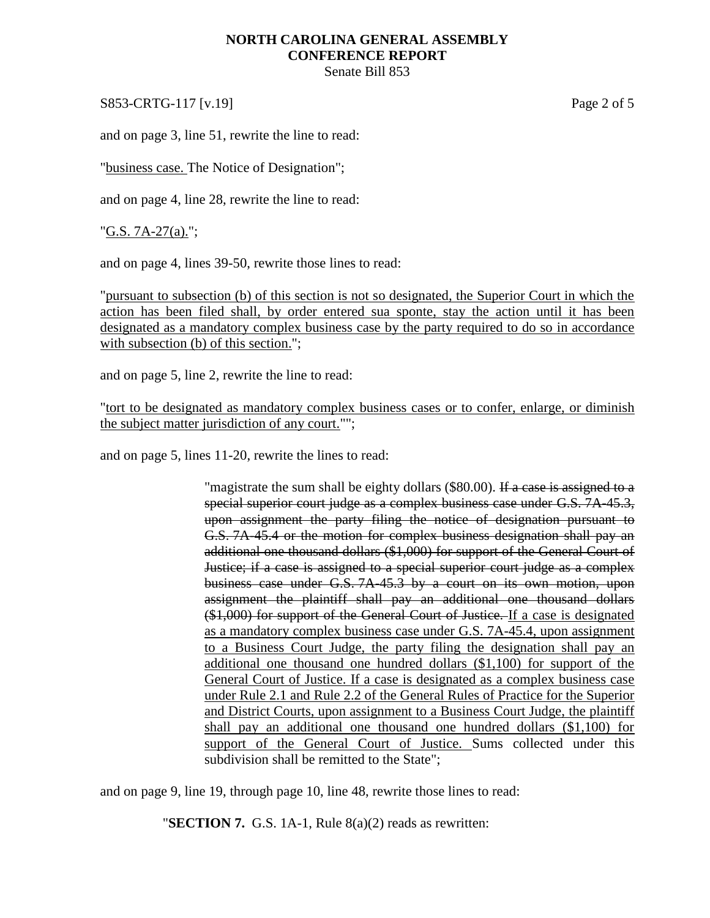and on page 3, line 51, rewrite the line to read:

"<u>business case.</u> The Notice of Designation";

and on page 4, line 28, rewrite the line to read:

"<u>G.S. 7A-27(a).</u>";

and on page 4, lines 39-50, rewrite those lines to read:

"<u>pursuant to subsection (b) of this section is not so designated, the Superior Court in which the action has been filed shall, by order entered sua sponte, stay the action until it has been designated as a mandatory complex business case by the party required to do so in accordance with subsection (b) of this section.</u>";

and on page 5, line 2, rewrite the line to read:

"<u>tort to be designated as mandatory complex business cases or to confer, enlarge, or diminish the subject matter jurisdiction of any court.</u>"";

and on page 5, lines 11-20, rewrite the lines to read:

> "magistrate the sum shall be eighty dollars ($80.00). ~~If a case is assigned to a special superior court judge as a complex business case under G.S. 7A-45.3, upon assignment the party filing the notice of designation pursuant to G.S. 7A-45.4 or the motion for complex business designation shall pay an additional one thousand dollars ($1,000) for support of the General Court of Justice; if a case is assigned to a special superior court judge as a complex business case under G.S. 7A-45.3 by a court on its own motion, upon assignment the plaintiff shall pay an additional one thousand dollars ($1,000) for support of the General Court of Justice.~~ <u>If a case is designated as a mandatory complex business case under G.S. 7A-45.4, upon assignment to a Business Court Judge, the party filing the designation shall pay an additional one thousand one hundred dollars ($1,100) for support of the General Court of Justice. If a case is designated as a complex business case under Rule 2.1 and Rule 2.2 of the General Rules of Practice for the Superior and District Courts, upon assignment to a Business Court Judge, the plaintiff shall pay an additional one thousand one hundred dollars ($1,100) for support of the General Court of Justice.</u> Sums collected under this subdivision shall be remitted to the State";

and on page 9, line 19, through page 10, line 48, rewrite those lines to read:

"**SECTION 7.** G.S. 1A-1, Rule 8(a)(2) reads as rewritten: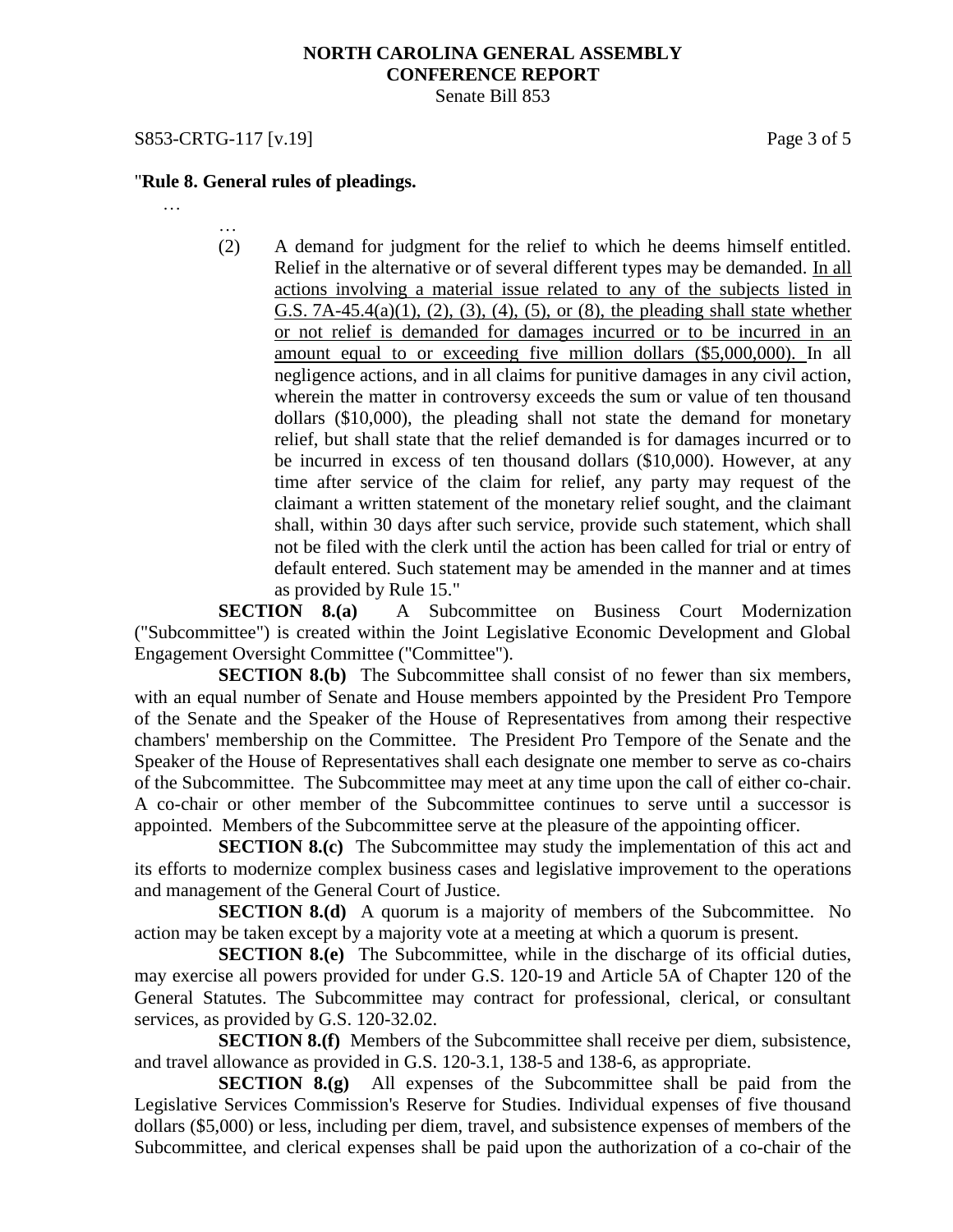"**Rule 8. General rules of pleadings.**

…

…

(2) A demand for judgment for the relief to which he deems himself entitled. Relief in the alternative or of several different types may be demanded. <u>In all actions involving a material issue related to any of the subjects listed in G.S. 7A-45.4(a)(1), (2), (3), (4), (5), or (8), the pleading shall state whether or not relief is demanded for damages incurred or to be incurred in an amount equal to or exceeding five million dollars ($5,000,000).</u> In all negligence actions, and in all claims for punitive damages in any civil action, wherein the matter in controversy exceeds the sum or value of ten thousand dollars ($10,000), the pleading shall not state the demand for monetary relief, but shall state that the relief demanded is for damages incurred or to be incurred in excess of ten thousand dollars ($10,000). However, at any time after service of the claim for relief, any party may request of the claimant a written statement of the monetary relief sought, and the claimant shall, within 30 days after such service, provide such statement, which shall not be filed with the clerk until the action has been called for trial or entry of default entered. Such statement may be amended in the manner and at times as provided by Rule 15."

**SECTION 8.(a)** A Subcommittee on Business Court Modernization ("Subcommittee") is created within the Joint Legislative Economic Development and Global Engagement Oversight Committee ("Committee").

**SECTION 8.(b)** The Subcommittee shall consist of no fewer than six members, with an equal number of Senate and House members appointed by the President Pro Tempore of the Senate and the Speaker of the House of Representatives from among their respective chambers' membership on the Committee. The President Pro Tempore of the Senate and the Speaker of the House of Representatives shall each designate one member to serve as co-chairs of the Subcommittee. The Subcommittee may meet at any time upon the call of either co-chair. A co-chair or other member of the Subcommittee continues to serve until a successor is appointed. Members of the Subcommittee serve at the pleasure of the appointing officer.

**SECTION 8.(c)** The Subcommittee may study the implementation of this act and its efforts to modernize complex business cases and legislative improvement to the operations and management of the General Court of Justice.

**SECTION 8.(d)** A quorum is a majority of members of the Subcommittee. No action may be taken except by a majority vote at a meeting at which a quorum is present.

**SECTION 8.(e)** The Subcommittee, while in the discharge of its official duties, may exercise all powers provided for under G.S. 120-19 and Article 5A of Chapter 120 of the General Statutes. The Subcommittee may contract for professional, clerical, or consultant services, as provided by G.S. 120-32.02.

**SECTION 8.(f)** Members of the Subcommittee shall receive per diem, subsistence, and travel allowance as provided in G.S. 120-3.1, 138-5 and 138-6, as appropriate.

**SECTION 8.(g)** All expenses of the Subcommittee shall be paid from the Legislative Services Commission's Reserve for Studies. Individual expenses of five thousand dollars ($5,000) or less, including per diem, travel, and subsistence expenses of members of the Subcommittee, and clerical expenses shall be paid upon the authorization of a co-chair of the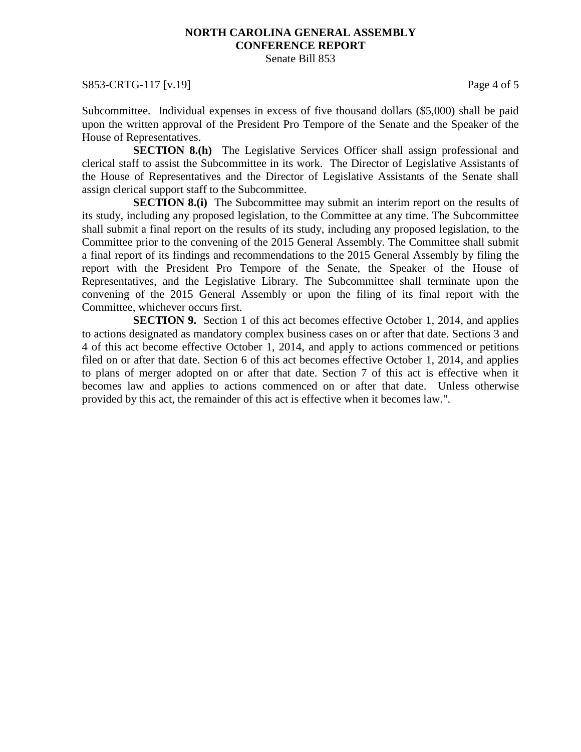Subcommittee. Individual expenses in excess of five thousand dollars ($5,000) shall be paid upon the written approval of the President Pro Tempore of the Senate and the Speaker of the House of Representatives.

**SECTION 8.(h)** The Legislative Services Officer shall assign professional and clerical staff to assist the Subcommittee in its work. The Director of Legislative Assistants of the House of Representatives and the Director of Legislative Assistants of the Senate shall assign clerical support staff to the Subcommittee.

**SECTION 8.(i)** The Subcommittee may submit an interim report on the results of its study, including any proposed legislation, to the Committee at any time. The Subcommittee shall submit a final report on the results of its study, including any proposed legislation, to the Committee prior to the convening of the 2015 General Assembly. The Committee shall submit a final report of its findings and recommendations to the 2015 General Assembly by filing the report with the President Pro Tempore of the Senate, the Speaker of the House of Representatives, and the Legislative Library. The Subcommittee shall terminate upon the convening of the 2015 General Assembly or upon the filing of its final report with the Committee, whichever occurs first.

**SECTION 9.** Section 1 of this act becomes effective October 1, 2014, and applies to actions designated as mandatory complex business cases on or after that date. Sections 3 and 4 of this act become effective October 1, 2014, and apply to actions commenced or petitions filed on or after that date. Section 6 of this act becomes effective October 1, 2014, and applies to plans of merger adopted on or after that date. Section 7 of this act is effective when it becomes law and applies to actions commenced on or after that date. Unless otherwise provided by this act, the remainder of this act is effective when it becomes law.".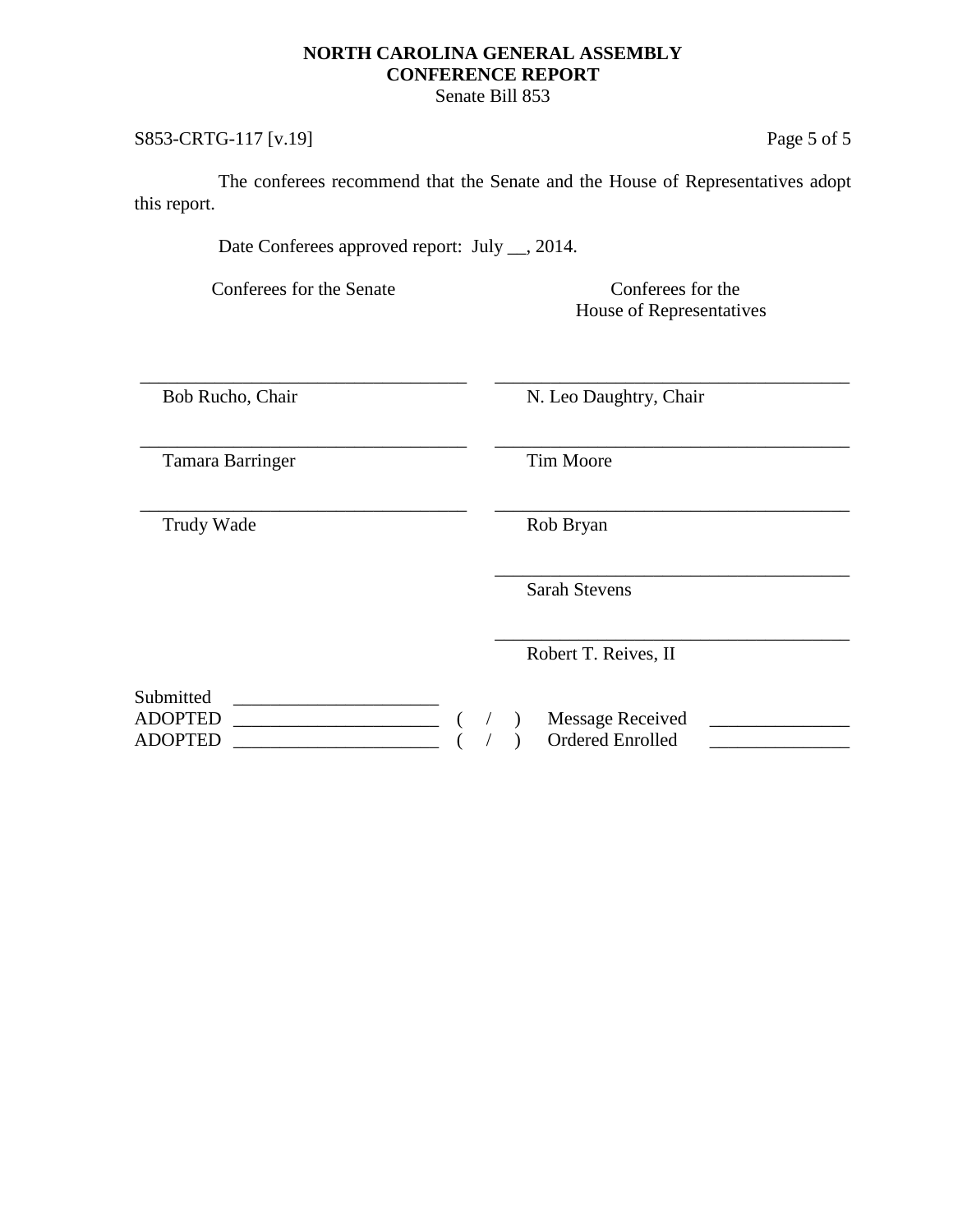**NORTH CAROLINA GENERAL ASSEMBLY**
**CONFERENCE REPORT**
Senate Bill 853

S853-CRTG-117 [v.19]

The conferees recommend that the Senate and the House of Representatives adopt this report.

Date Conferees approved report: July __, 2014.

| Conferees for the Senate | Conferees for the House of Representatives |
|---|---|
| ______________________ Bob Rucho, Chair | ______________________ N. Leo Daughtry, Chair |
| ______________________ Tamara Barringer | ______________________ Tim Moore |
| ______________________ Trudy Wade | ______________________ Rob Bryan |
| | ______________________ Sarah Stevens |
| | ______________________ Robert T. Reives, II |

Submitted ______________________

ADOPTED ______________________ ( / ) Message Received _______________

ADOPTED ______________________ ( / ) Ordered Enrolled _______________